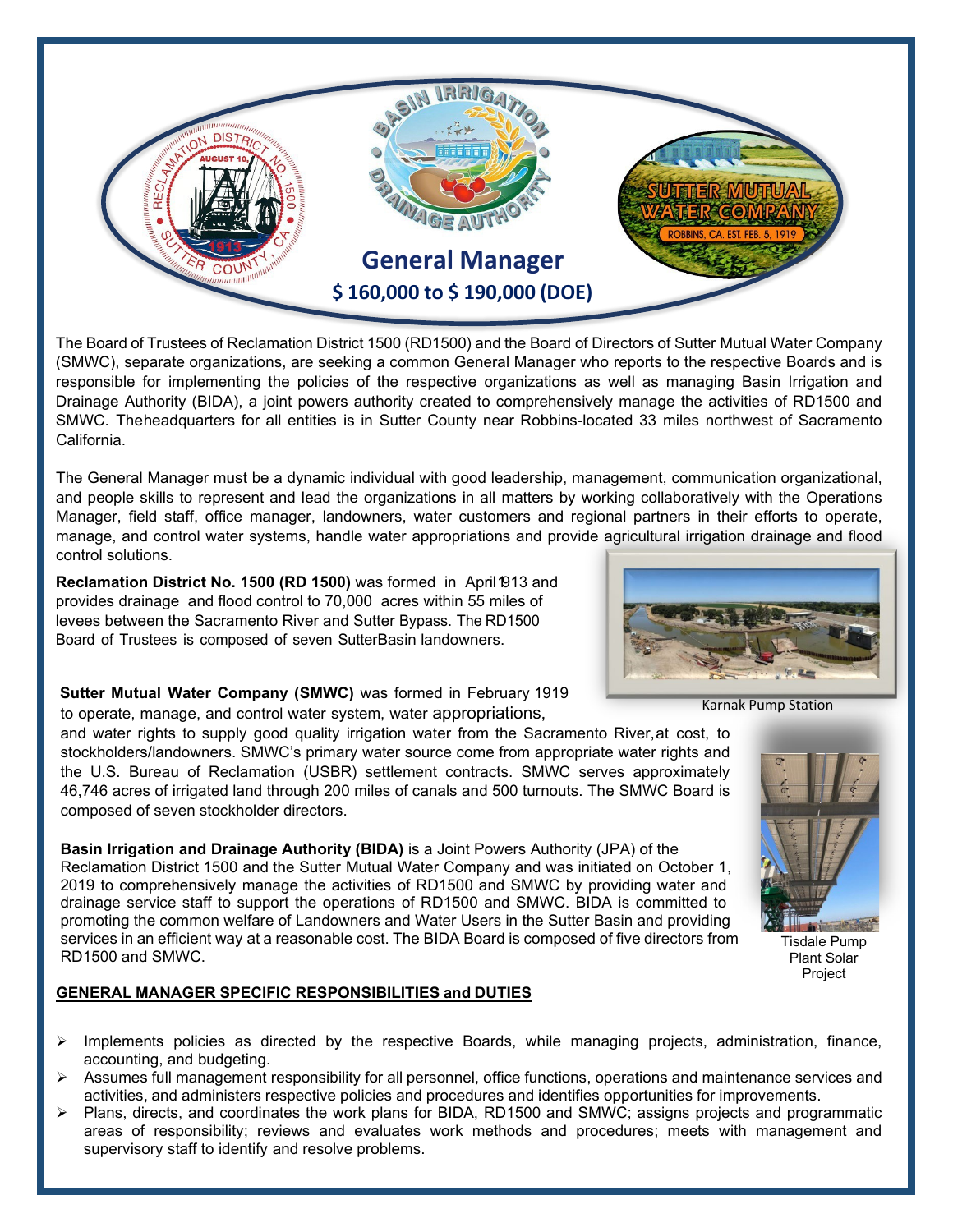# General Manager

## $ 160,000 to $ 190,000 (DOE)

The Board of Trustees of Reclamation District 1500 (RD1500) and the Board of Directors of Sutter Mutual Water Company (SMWC), separate organizations, are seeking a common General Manager who reports to the respective Boards and is responsible for implementing the policies of the respective organizations as well as managing Basin Irrigation and Drainage Authority (BIDA), a joint powers authority created to comprehensively manage the activities of RD1500 and SMWC. Theheadquarters for all entities is in Sutter County near Robbins-located 33 miles northwest of Sacramento California.

The General Manager must be a dynamic individual with good leadership, management, communication organizational, and people skills to represent and lead the organizations in all matters by working collaboratively with the Operations Manager, field staff, office manager, landowners, water customers and regional partners in their efforts to operate, manage, and control water systems, handle water appropriations and provide agricultural irrigation drainage and flood control solutions.

**Reclamation District No. 1500 (RD 1500)** was formed in April 1913 and provides drainage and flood control to 70,000 acres within 55 miles of levees between the Sacramento River and Sutter Bypass. The RD1500 Board of Trustees is composed of seven SutterBasin landowners.

Karnak Pump Station

**Sutter Mutual Water Company (SMWC)** was formed in February 1919 to operate, manage, and control water system, water appropriations, and water rights to supply good quality irrigation water from the Sacramento River, at cost, to stockholders/landowners. SMWC's primary water source come from appropriate water rights and the U.S. Bureau of Reclamation (USBR) settlement contracts. SMWC serves approximately 46,746 acres of irrigated land through 200 miles of canals and 500 turnouts. The SMWC Board is composed of seven stockholder directors.

**Basin Irrigation and Drainage Authority (BIDA)** is a Joint Powers Authority (JPA) of the Reclamation District 1500 and the Sutter Mutual Water Company and was initiated on October 1, 2019 to comprehensively manage the activities of RD1500 and SMWC by providing water and drainage service staff to support the operations of RD1500 and SMWC. BIDA is committed to promoting the common welfare of Landowners and Water Users in the Sutter Basin and providing services in an efficient way at a reasonable cost. The BIDA Board is composed of five directors from RD1500 and SMWC.

Tisdale Pump Plant Solar Project

## GENERAL MANAGER SPECIFIC RESPONSIBILITIES and DUTIES

- Implements policies as directed by the respective Boards, while managing projects, administration, finance, accounting, and budgeting.
- Assumes full management responsibility for all personnel, office functions, operations and maintenance services and activities, and administers respective policies and procedures and identifies opportunities for improvements.
- Plans, directs, and coordinates the work plans for BIDA, RD1500 and SMWC; assigns projects and programmatic areas of responsibility; reviews and evaluates work methods and procedures; meets with management and supervisory staff to identify and resolve problems.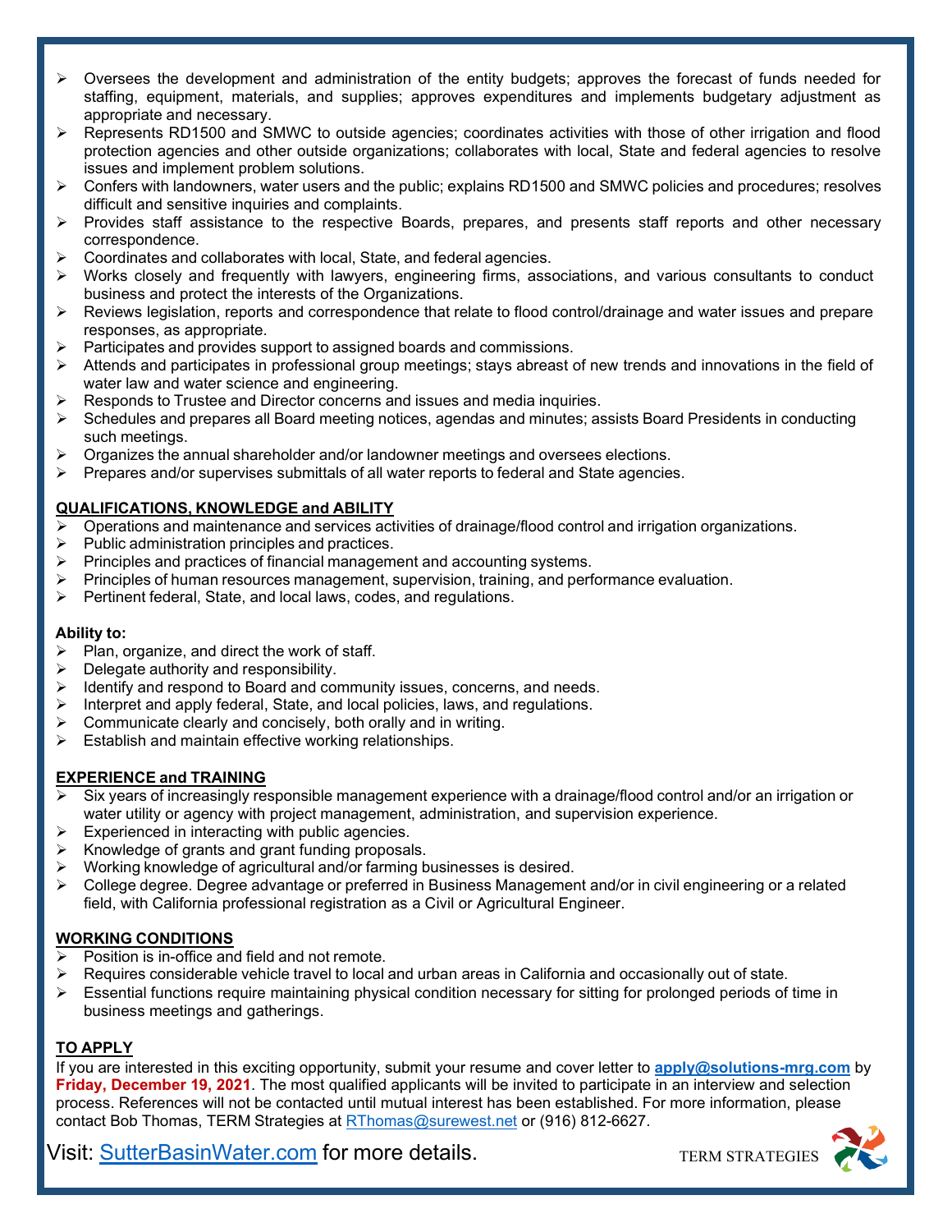- Oversees the development and administration of the entity budgets; approves the forecast of funds needed for staffing, equipment, materials, and supplies; approves expenditures and implements budgetary adjustment as appropriate and necessary.
- Represents RD1500 and SMWC to outside agencies; coordinates activities with those of other irrigation and flood protection agencies and other outside organizations; collaborates with local, State and federal agencies to resolve issues and implement problem solutions.
- Confers with landowners, water users and the public; explains RD1500 and SMWC policies and procedures; resolves difficult and sensitive inquiries and complaints.
- Provides staff assistance to the respective Boards, prepares, and presents staff reports and other necessary correspondence.
- Coordinates and collaborates with local, State, and federal agencies.
- Works closely and frequently with lawyers, engineering firms, associations, and various consultants to conduct business and protect the interests of the Organizations.
- Reviews legislation, reports and correspondence that relate to flood control/drainage and water issues and prepare responses, as appropriate.
- Participates and provides support to assigned boards and commissions.
- Attends and participates in professional group meetings; stays abreast of new trends and innovations in the field of water law and water science and engineering.
- Responds to Trustee and Director concerns and issues and media inquiries.
- Schedules and prepares all Board meeting notices, agendas and minutes; assists Board Presidents in conducting such meetings.
- Organizes the annual shareholder and/or landowner meetings and oversees elections.
- Prepares and/or supervises submittals of all water reports to federal and State agencies.

**QUALIFICATIONS, KNOWLEDGE and ABILITY**

- Operations and maintenance and services activities of drainage/flood control and irrigation organizations.
- Public administration principles and practices.
- Principles and practices of financial management and accounting systems.
- Principles of human resources management, supervision, training, and performance evaluation.
- Pertinent federal, State, and local laws, codes, and regulations.

**Ability to:**

- Plan, organize, and direct the work of staff.
- Delegate authority and responsibility.
- Identify and respond to Board and community issues, concerns, and needs.
- Interpret and apply federal, State, and local policies, laws, and regulations.
- Communicate clearly and concisely, both orally and in writing.
- Establish and maintain effective working relationships.

**EXPERIENCE and TRAINING**

- Six years of increasingly responsible management experience with a drainage/flood control and/or an irrigation or water utility or agency with project management, administration, and supervision experience.
- Experienced in interacting with public agencies.
- Knowledge of grants and grant funding proposals.
- Working knowledge of agricultural and/or farming businesses is desired.
- College degree. Degree advantage or preferred in Business Management and/or in civil engineering or a related field, with California professional registration as a Civil or Agricultural Engineer.

**WORKING CONDITIONS**

- Position is in-office and field and not remote.
- Requires considerable vehicle travel to local and urban areas in California and occasionally out of state.
- Essential functions require maintaining physical condition necessary for sitting for prolonged periods of time in business meetings and gatherings.

**TO APPLY**

If you are interested in this exciting opportunity, submit your resume and cover letter to **apply@solutions-mrg.com** by **Friday, December 19, 2021**. The most qualified applicants will be invited to participate in an interview and selection process. References will not be contacted until mutual interest has been established. For more information, please contact Bob Thomas, TERM Strategies at RThomas@surewest.net or (916) 812-6627.

Visit: SutterBasinWater.com for more details.

TERM STRATEGIES